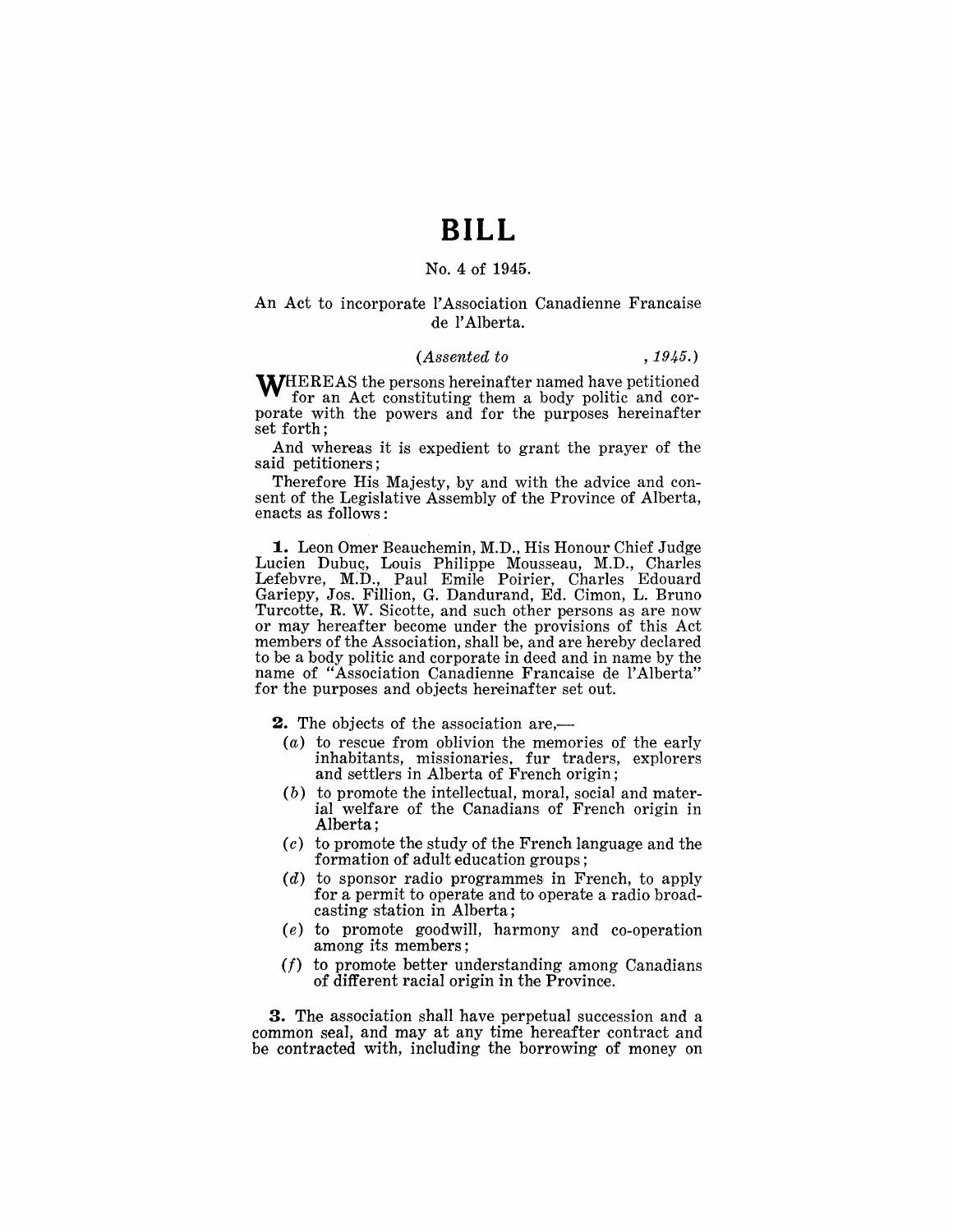# BILL

No. 4 of 1945.

An Act to incorporate l'Association Canadienne Francaise de l'Alberta.

*(Assented to , 1945.)*

WHEREAS the persons hereinafter named have petitioned for an Act constituting them a body politic and corporate with the powers and for the purposes hereinafter set forth;

And whereas it is expedient to grant the prayer of the said petitioners;

Therefore His Majesty, by and with the advice and consent of the Legislative Assembly of the Province of Alberta, enacts as follows:

**1.** Leon Omer Beauchemin, M.D., His Honour Chief Judge Lucien Dubuc, Louis Philippe Mousseau, M.D., Charles Lefebvre, M.D., Paul Emile Poirier, Charles Edouard Gariepy, Jos. Fillion, G. Dandurand, Ed. Cimon, L. Bruno Turcotte, R. W. Sicotte, and such other persons as are now or may hereafter become under the provisions of this Act members of the Association, shall be, and are hereby declared to be a body politic and corporate in deed and in name by the name of "Association Canadienne Francaise de l'Alberta" for the purposes and objects hereinafter set out.

**2.** The objects of the association are,—

- *(a)* to rescue from oblivion the memories of the early inhabitants, missionaries, fur traders, explorers and settlers in Alberta of French origin;
- *(b)* to promote the intellectual, moral, social and material welfare of the Canadians of French origin in Alberta;
- *(c)* to promote the study of the French language and the formation of adult education groups;
- *(d)* to sponsor radio programmes in French, to apply for a permit to operate and to operate a radio broadcasting station in Alberta;
- *(e)* to promote goodwill, harmony and co-operation among its members;
- *(f)* to promote better understanding among Canadians of different racial origin in the Province.

**3.** The association shall have perpetual succession and a common seal, and may at any time hereafter contract and be contracted with, including the borrowing of money on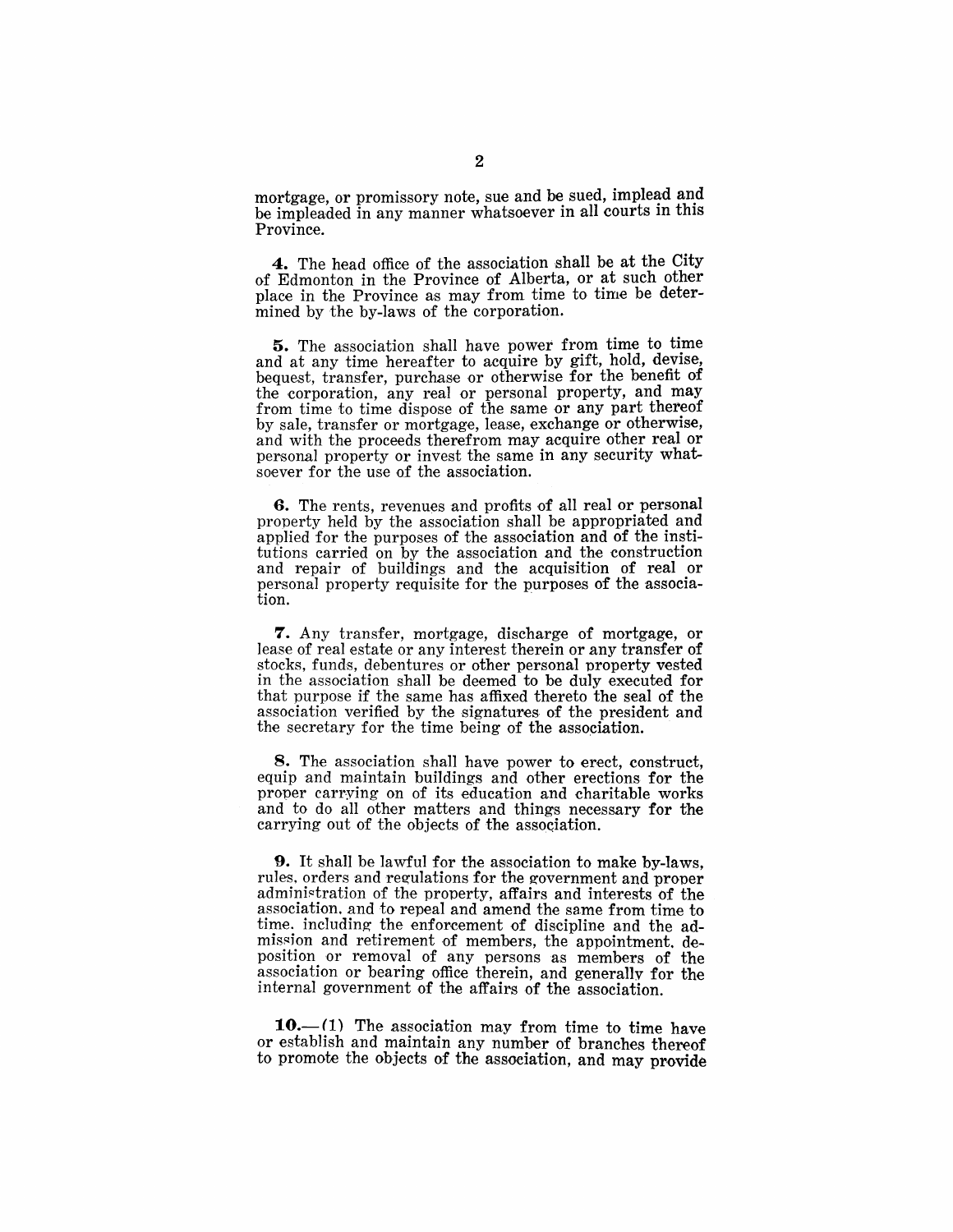mortgage, or promissory note, sue and be sued, implead and be impleaded in any manner whatsoever in all courts in this Province.

**4.** The head office of the association shall be at the City of Edmonton in the Province of Alberta, or at such other place in the Province as may from time to time be determined by the by-laws of the corporation.

**5.** The association shall have power from time to time and at any time hereafter to acquire by gift, hold, devise, bequest, transfer, purchase or otherwise for the benefit of the corporation, any real or personal property, and may from time to time dispose of the same or any part thereof by sale, transfer or mortgage, lease, exchange or otherwise, and with the proceeds therefrom may acquire other real or personal property or invest the same in any security whatsoever for the use of the association.

**6.** The rents, revenues and profits of all real or personal property held by the association shall be appropriated and applied for the purposes of the association and of the institutions carried on by the association and the construction and repair of buildings and the acquisition of real or personal property requisite for the purposes of the association.

**7.** Any transfer, mortgage, discharge of mortgage, or lease of real estate or any interest therein or any transfer of stocks, funds, debentures or other personal property vested in the association shall be deemed to be duly executed for that purpose if the same has affixed thereto the seal of the association verified by the signatures of the president and the secretary for the time being of the association.

**8.** The association shall have power to erect, construct, equip and maintain buildings and other erections for the proper carrying on of its education and charitable works and to do all other matters and things necessary for the carrying out of the objects of the association.

**9.** It shall be lawful for the association to make by-laws, rules, orders and regulations for the government and proper administration of the property, affairs and interests of the association, and to repeal and amend the same from time to time, including the enforcement of discipline and the admission and retirement of members, the appointment, deposition or removal of any persons as members of the association or bearing office therein, and generally for the internal government of the affairs of the association.

**10.**—(1) The association may from time to time have or establish and maintain any number of branches thereof to promote the objects of the association, and may provide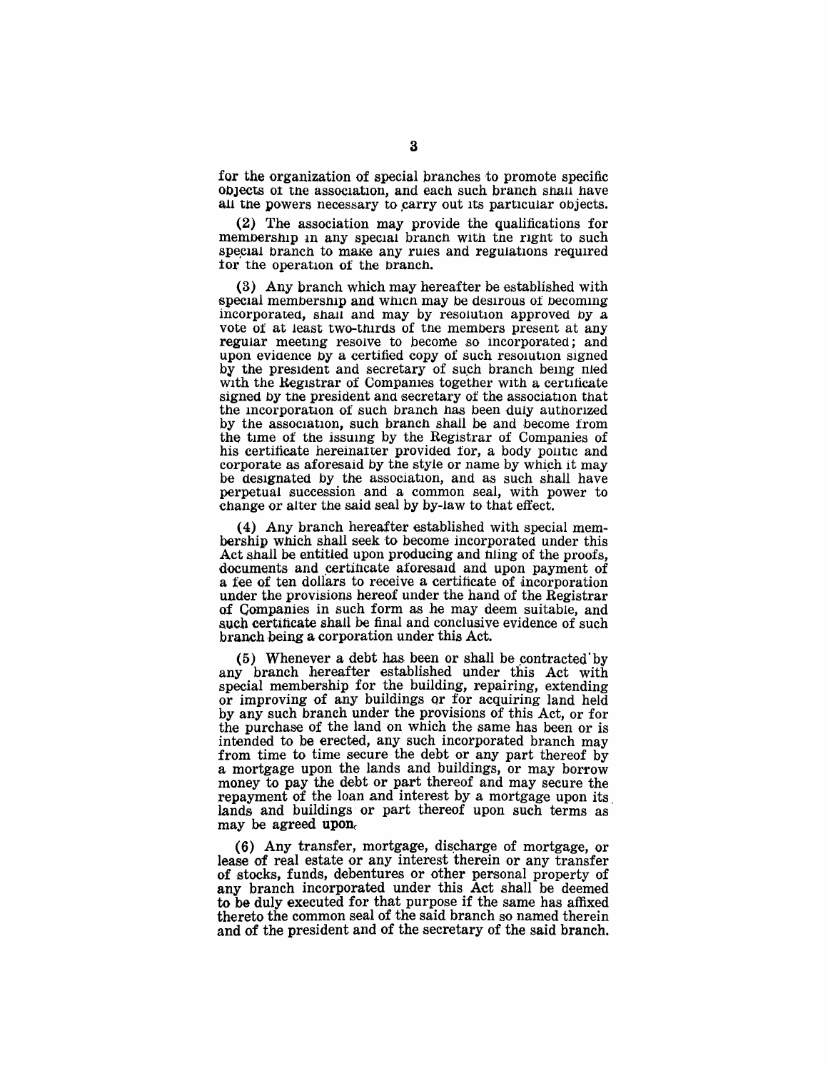for the organization of special branches to promote specific objects of the association, and each such branch shall have all the powers necessary to carry out its particular objects.

(2) The association may provide the qualifications for membership in any special branch with the right to such special branch to make any rules and regulations required for the operation of the branch.

(3) Any branch which may hereafter be established with special membership and which may be desirous of becoming incorporated, shall and may by resolution approved by a vote of at least two-thirds of the members present at any regular meeting resolve to become so incorporated; and upon evidence by a certified copy of such resolution signed by the president and secretary of such branch being filed with the Registrar of Companies together with a certificate signed by the president and secretary of the association that the incorporation of such branch has been duly authorized by the association, such branch shall be and become from the time of the issuing by the Registrar of Companies of his certificate hereinafter provided for, a body politic and corporate as aforesaid by the style or name by which it may be designated by the association, and as such shall have perpetual succession and a common seal, with power to change or alter the said seal by by-law to that effect.

(4) Any branch hereafter established with special membership which shall seek to become incorporated under this Act shall be entitled upon producing and filing of the proofs, documents and certificate aforesaid and upon payment of a fee of ten dollars to receive a certificate of incorporation under the provisions hereof under the hand of the Registrar of Companies in such form as he may deem suitable, and such certificate shall be final and conclusive evidence of such branch being a corporation under this Act.

(5) Whenever a debt has been or shall be contracted by any branch hereafter established under this Act with special membership for the building, repairing, extending or improving of any buildings or for acquiring land held by any such branch under the provisions of this Act, or for the purchase of the land on which the same has been or is intended to be erected, any such incorporated branch may from time to time secure the debt or any part thereof by a mortgage upon the lands and buildings, or may borrow money to pay the debt or part thereof and may secure the repayment of the loan and interest by a mortgage upon its lands and buildings or part thereof upon such terms as may be agreed upon.

(6) Any transfer, mortgage, discharge of mortgage, or lease of real estate or any interest therein or any transfer of stocks, funds, debentures or other personal property of any branch incorporated under this Act shall be deemed to be duly executed for that purpose if the same has affixed thereto the common seal of the said branch so named therein and of the president and of the secretary of the said branch.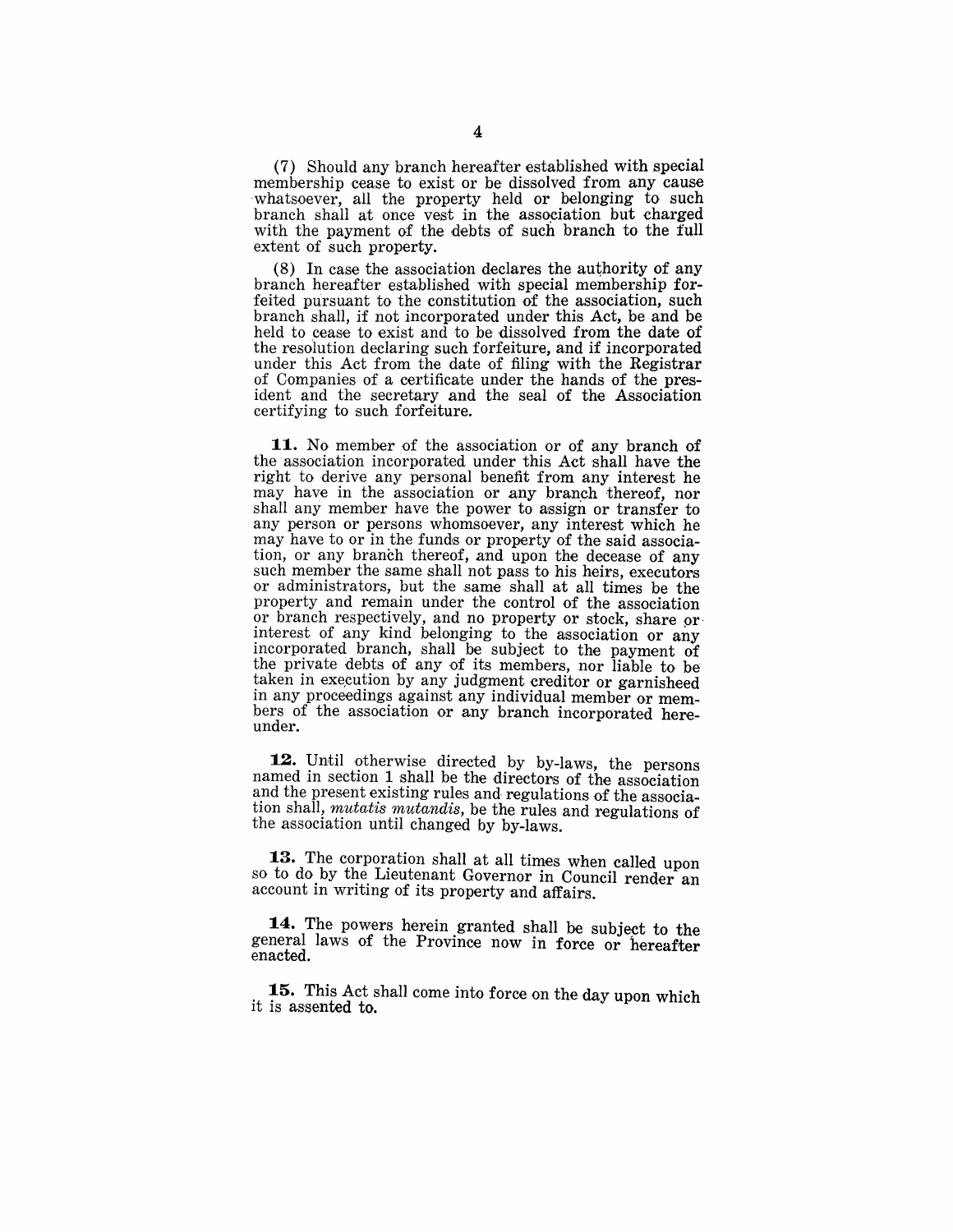(7) Should any branch hereafter established with special membership cease to exist or be dissolved from any cause whatsoever, all the property held or belonging to such branch shall at once vest in the association but charged with the payment of the debts of such branch to the full extent of such property.

(8) In case the association declares the authority of any branch hereafter established with special membership forfeited pursuant to the constitution of the association, such branch shall, if not incorporated under this Act, be and be held to cease to exist and to be dissolved from the date of the resolution declaring such forfeiture, and if incorporated under this Act from the date of filing with the Registrar of Companies of a certificate under the hands of the president and the secretary and the seal of the Association certifying to such forfeiture.

**11.** No member of the association or of any branch of the association incorporated under this Act shall have the right to derive any personal benefit from any interest he may have in the association or any branch thereof, nor shall any member have the power to assign or transfer to any person or persons whomsoever, any interest which he may have to or in the funds or property of the said association, or any branch thereof, and upon the decease of any such member the same shall not pass to his heirs, executors or administrators, but the same shall at all times be the property and remain under the control of the association or branch respectively, and no property or stock, share or interest of any kind belonging to the association or any incorporated branch, shall be subject to the payment of the private debts of any of its members, nor liable to be taken in execution by any judgment creditor or garnisheed in any proceedings against any individual member or members of the association or any branch incorporated hereunder.

**12.** Until otherwise directed by by-laws, the persons named in section 1 shall be the directors of the association and the present existing rules and regulations of the association shall, *mutatis mutandis*, be the rules and regulations of the association until changed by by-laws.

**13.** The corporation shall at all times when called upon so to do by the Lieutenant Governor in Council render an account in writing of its property and affairs.

**14.** The powers herein granted shall be subject to the general laws of the Province now in force or hereafter enacted.

**15.** This Act shall come into force on the day upon which it is assented to.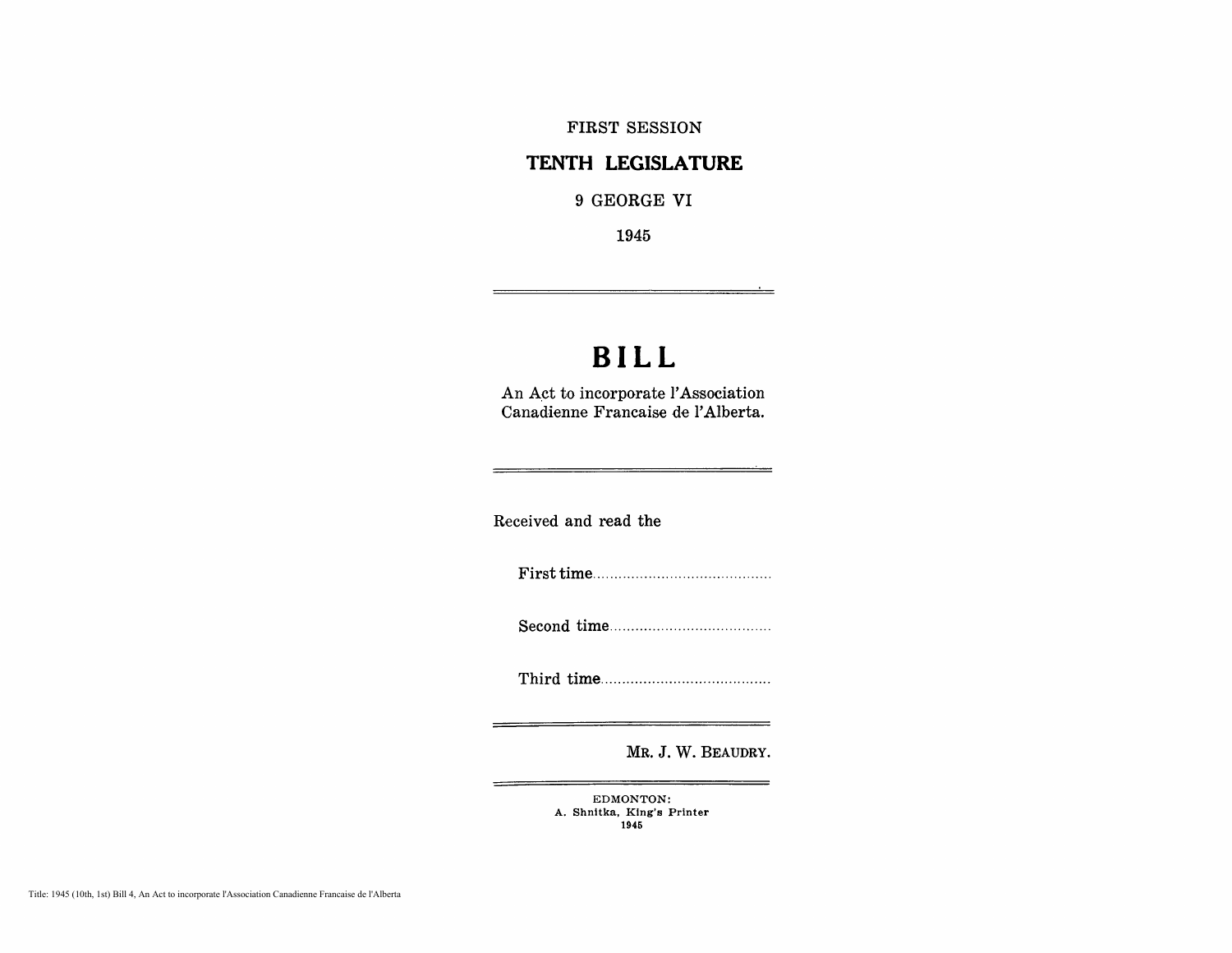FIRST SESSION

## TENTH LEGISLATURE

9 GEORGE VI

1945

---

# BILL

An Act to incorporate l'Association Canadienne Francaise de l'Alberta.

---

Received and read the

First time..........................................

Second time......................................

Third time........................................

---

MR. J. W. BEAUDRY.

---

EDMONTON:
A. Shnitka, King's Printer
1945

Title: 1945 (10th, 1st) Bill 4, An Act to incorporate l'Association Canadienne Francaise de l'Alberta